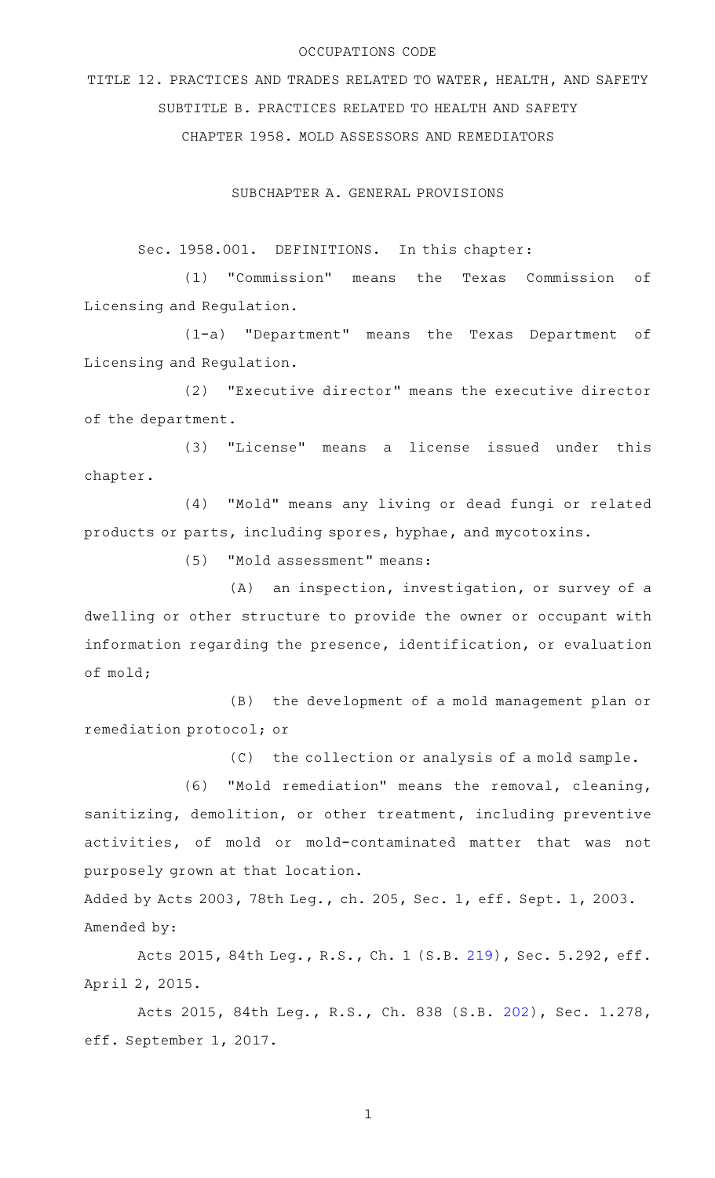OCCUPATIONS CODE

TITLE 12. PRACTICES AND TRADES RELATED TO WATER, HEALTH, AND SAFETY

SUBTITLE B. PRACTICES RELATED TO HEALTH AND SAFETY

CHAPTER 1958. MOLD ASSESSORS AND REMEDIATORS

SUBCHAPTER A. GENERAL PROVISIONS

Sec. 1958.001. DEFINITIONS. In this chapter:

(1) "Commission" means the Texas Commission of Licensing and Regulation.

(1-a) "Department" means the Texas Department of Licensing and Regulation.

(2) "Executive director" means the executive director of the department.

(3) "License" means a license issued under this chapter.

(4) "Mold" means any living or dead fungi or related products or parts, including spores, hyphae, and mycotoxins.

(5) "Mold assessment" means:

(A) an inspection, investigation, or survey of a dwelling or other structure to provide the owner or occupant with information regarding the presence, identification, or evaluation of mold;

(B) the development of a mold management plan or remediation protocol; or

(C) the collection or analysis of a mold sample.

(6) "Mold remediation" means the removal, cleaning, sanitizing, demolition, or other treatment, including preventive activities, of mold or mold-contaminated matter that was not purposely grown at that location.

Added by Acts 2003, 78th Leg., ch. 205, Sec. 1, eff. Sept. 1, 2003.

Amended by:

Acts 2015, 84th Leg., R.S., Ch. 1 (S.B. 219), Sec. 5.292, eff. April 2, 2015.

Acts 2015, 84th Leg., R.S., Ch. 838 (S.B. 202), Sec. 1.278, eff. September 1, 2017.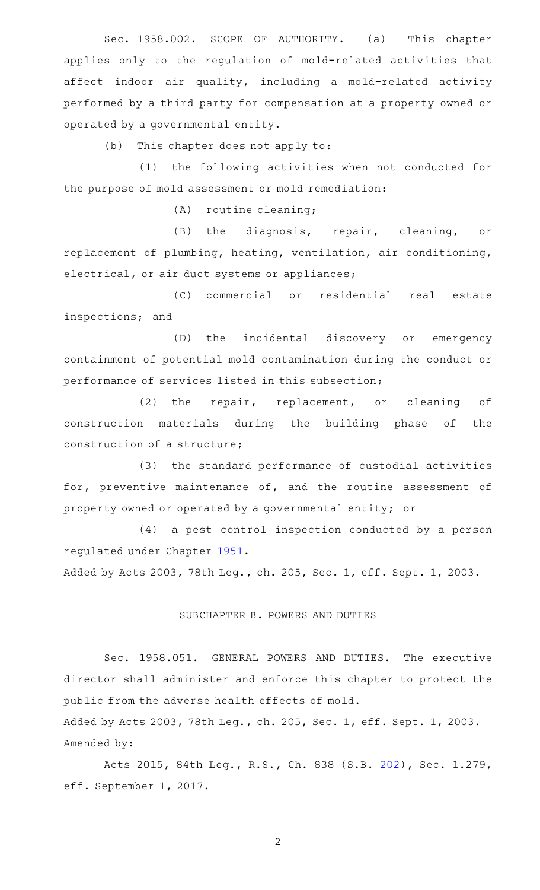Sec. 1958.002. SCOPE OF AUTHORITY. (a) This chapter applies only to the regulation of mold-related activities that affect indoor air quality, including a mold-related activity performed by a third party for compensation at a property owned or operated by a governmental entity.

(b) This chapter does not apply to:

(1) the following activities when not conducted for the purpose of mold assessment or mold remediation:

(A) routine cleaning;

(B) the diagnosis, repair, cleaning, or replacement of plumbing, heating, ventilation, air conditioning, electrical, or air duct systems or appliances;

(C) commercial or residential real estate inspections; and

(D) the incidental discovery or emergency containment of potential mold contamination during the conduct or performance of services listed in this subsection;

(2) the repair, replacement, or cleaning of construction materials during the building phase of the construction of a structure;

(3) the standard performance of custodial activities for, preventive maintenance of, and the routine assessment of property owned or operated by a governmental entity; or

(4) a pest control inspection conducted by a person regulated under Chapter 1951.

Added by Acts 2003, 78th Leg., ch. 205, Sec. 1, eff. Sept. 1, 2003.

## SUBCHAPTER B. POWERS AND DUTIES

Sec. 1958.051. GENERAL POWERS AND DUTIES. The executive director shall administer and enforce this chapter to protect the public from the adverse health effects of mold.

Added by Acts 2003, 78th Leg., ch. 205, Sec. 1, eff. Sept. 1, 2003.
Amended by:

Acts 2015, 84th Leg., R.S., Ch. 838 (S.B. 202), Sec. 1.279, eff. September 1, 2017.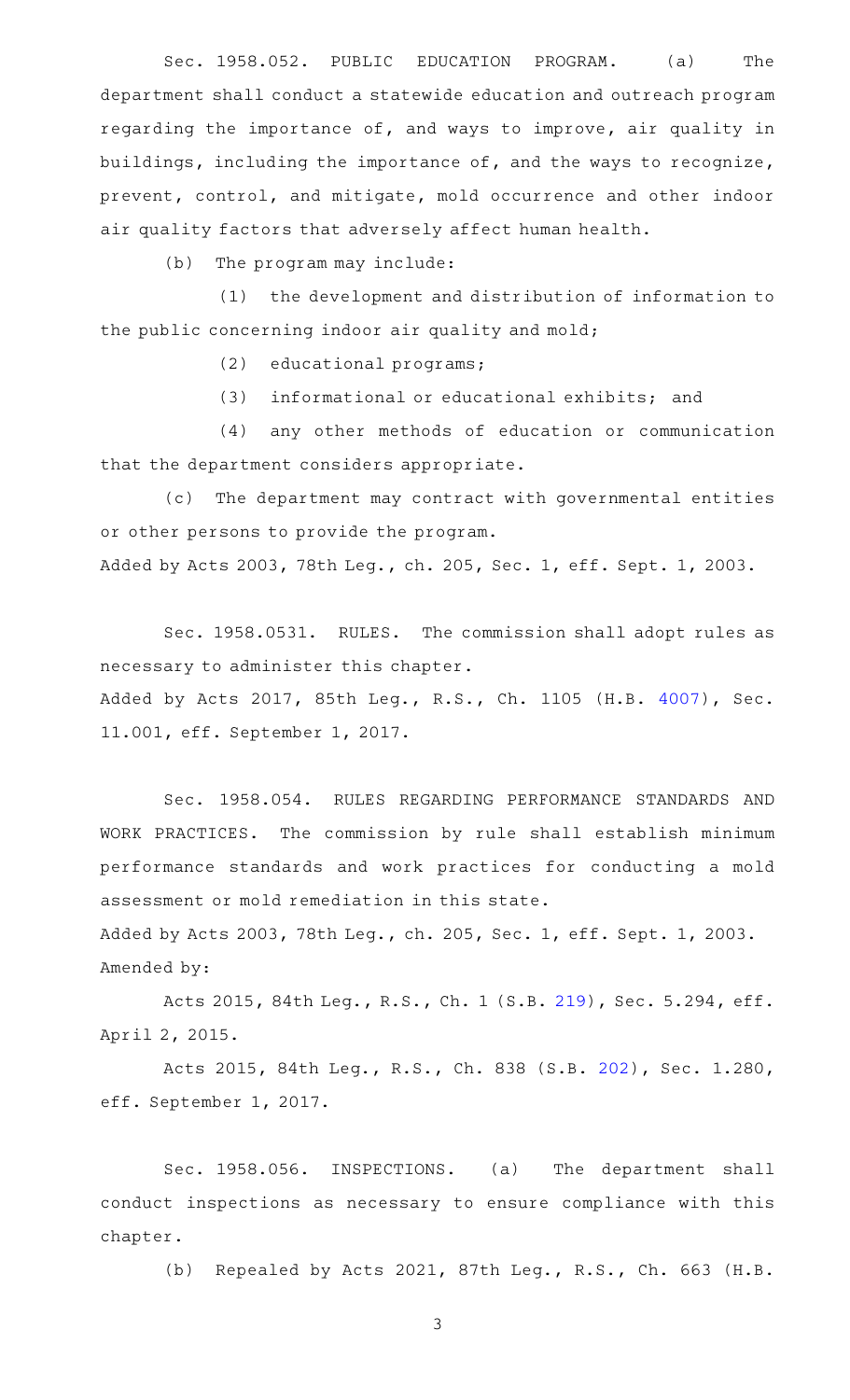Sec. 1958.052. PUBLIC EDUCATION PROGRAM. (a) The department shall conduct a statewide education and outreach program regarding the importance of, and ways to improve, air quality in buildings, including the importance of, and the ways to recognize, prevent, control, and mitigate, mold occurrence and other indoor air quality factors that adversely affect human health.

(b) The program may include:

(1) the development and distribution of information to the public concerning indoor air quality and mold;

(2) educational programs;

(3) informational or educational exhibits; and

(4) any other methods of education or communication that the department considers appropriate.

(c) The department may contract with governmental entities or other persons to provide the program.

Added by Acts 2003, 78th Leg., ch. 205, Sec. 1, eff. Sept. 1, 2003.

Sec. 1958.0531. RULES. The commission shall adopt rules as necessary to administer this chapter.

Added by Acts 2017, 85th Leg., R.S., Ch. 1105 (H.B. 4007), Sec. 11.001, eff. September 1, 2017.

Sec. 1958.054. RULES REGARDING PERFORMANCE STANDARDS AND WORK PRACTICES. The commission by rule shall establish minimum performance standards and work practices for conducting a mold assessment or mold remediation in this state.

Added by Acts 2003, 78th Leg., ch. 205, Sec. 1, eff. Sept. 1, 2003.

Amended by:

Acts 2015, 84th Leg., R.S., Ch. 1 (S.B. 219), Sec. 5.294, eff. April 2, 2015.

Acts 2015, 84th Leg., R.S., Ch. 838 (S.B. 202), Sec. 1.280, eff. September 1, 2017.

Sec. 1958.056. INSPECTIONS. (a) The department shall conduct inspections as necessary to ensure compliance with this chapter.

(b) Repealed by Acts 2021, 87th Leg., R.S., Ch. 663 (H.B.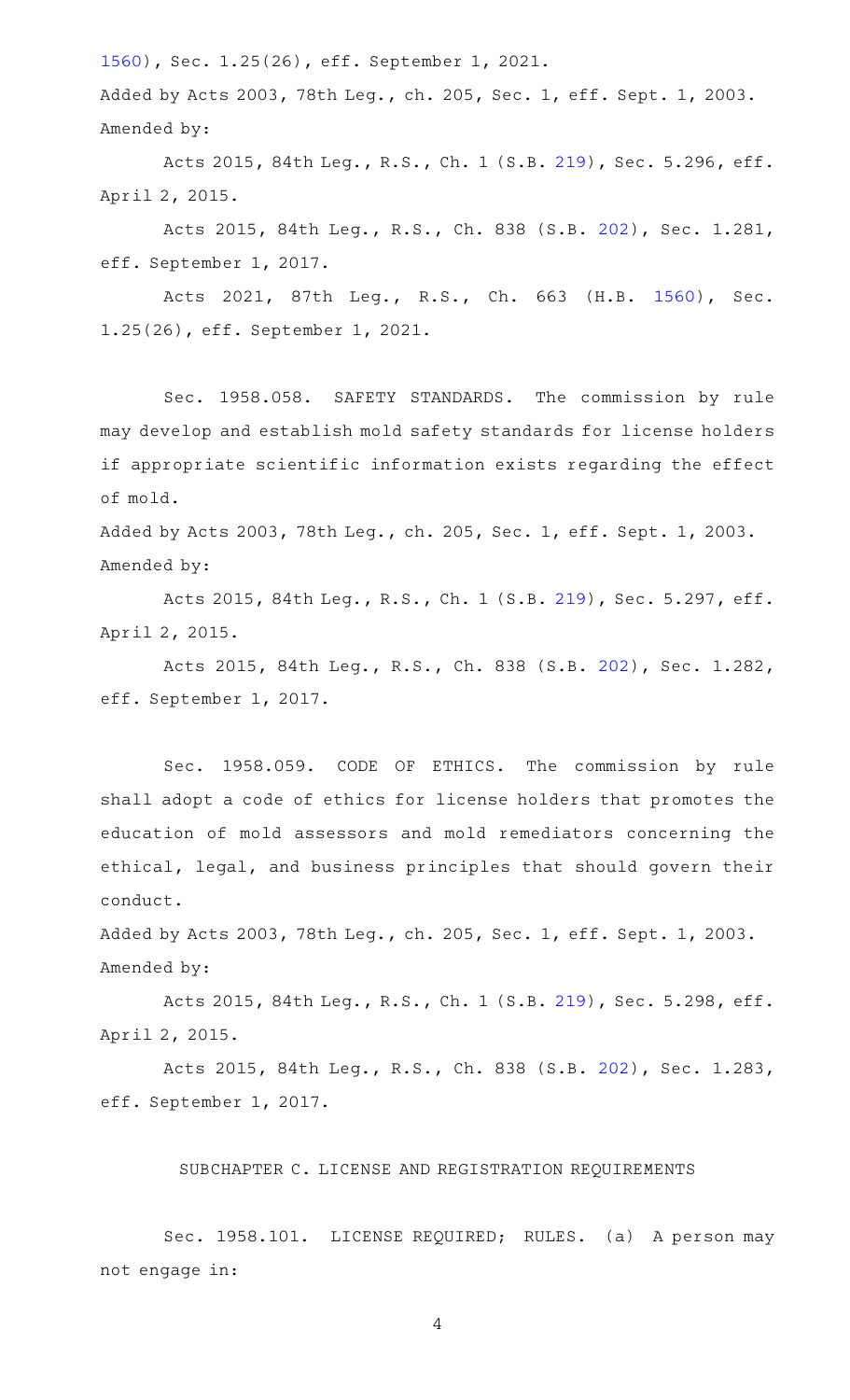1560), Sec. 1.25(26), eff. September 1, 2021.

Added by Acts 2003, 78th Leg., ch. 205, Sec. 1, eff. Sept. 1, 2003.
Amended by:

Acts 2015, 84th Leg., R.S., Ch. 1 (S.B. 219), Sec. 5.296, eff. April 2, 2015.

Acts 2015, 84th Leg., R.S., Ch. 838 (S.B. 202), Sec. 1.281, eff. September 1, 2017.

Acts 2021, 87th Leg., R.S., Ch. 663 (H.B. 1560), Sec. 1.25(26), eff. September 1, 2021.

Sec. 1958.058. SAFETY STANDARDS. The commission by rule may develop and establish mold safety standards for license holders if appropriate scientific information exists regarding the effect of mold.

Added by Acts 2003, 78th Leg., ch. 205, Sec. 1, eff. Sept. 1, 2003.
Amended by:

Acts 2015, 84th Leg., R.S., Ch. 1 (S.B. 219), Sec. 5.297, eff. April 2, 2015.

Acts 2015, 84th Leg., R.S., Ch. 838 (S.B. 202), Sec. 1.282, eff. September 1, 2017.

Sec. 1958.059. CODE OF ETHICS. The commission by rule shall adopt a code of ethics for license holders that promotes the education of mold assessors and mold remediators concerning the ethical, legal, and business principles that should govern their conduct.

Added by Acts 2003, 78th Leg., ch. 205, Sec. 1, eff. Sept. 1, 2003.
Amended by:

Acts 2015, 84th Leg., R.S., Ch. 1 (S.B. 219), Sec. 5.298, eff. April 2, 2015.

Acts 2015, 84th Leg., R.S., Ch. 838 (S.B. 202), Sec. 1.283, eff. September 1, 2017.

SUBCHAPTER C. LICENSE AND REGISTRATION REQUIREMENTS

Sec. 1958.101. LICENSE REQUIRED; RULES. (a) A person may not engage in: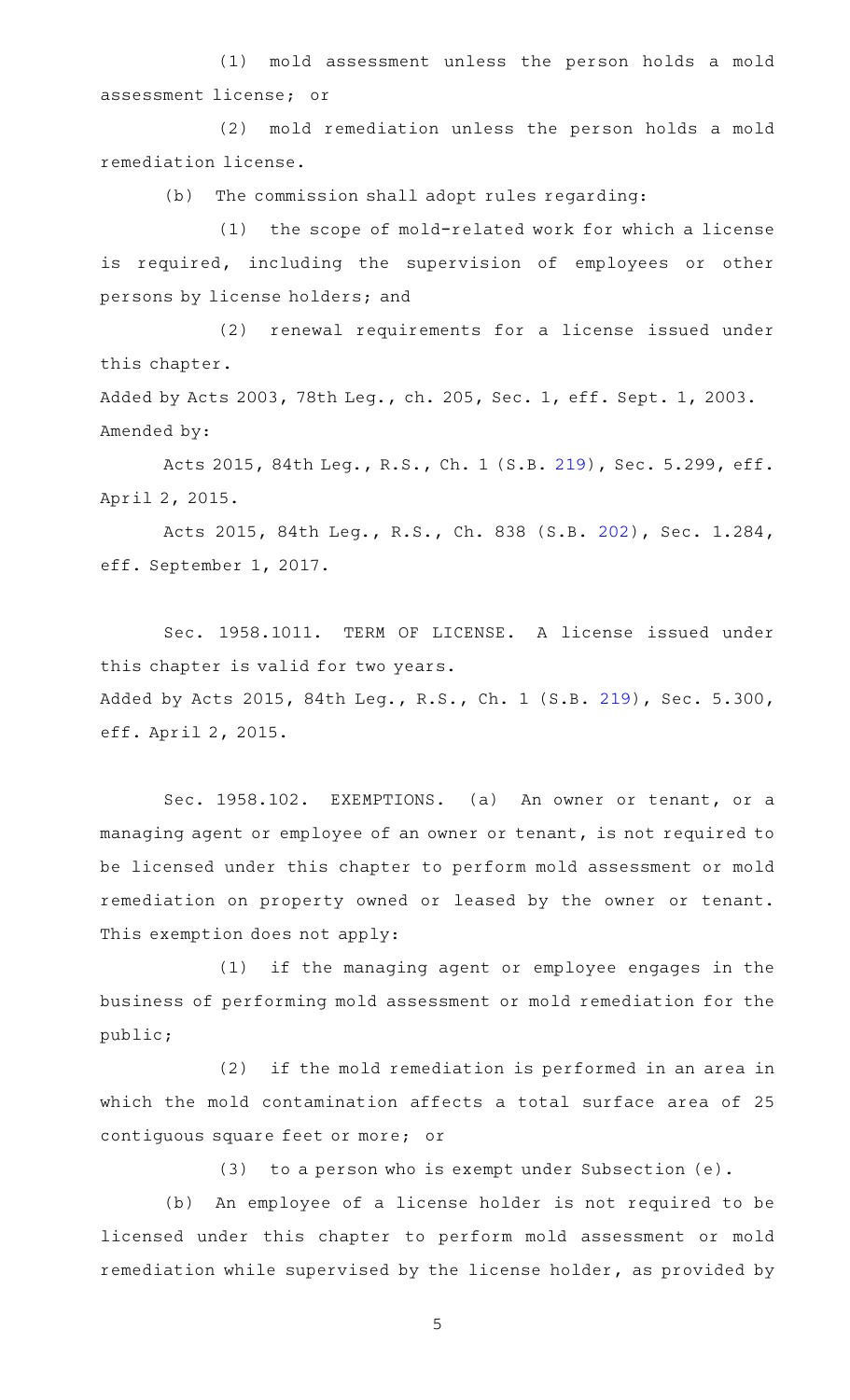(1) mold assessment unless the person holds a mold assessment license; or

(2) mold remediation unless the person holds a mold remediation license.

(b) The commission shall adopt rules regarding:

(1) the scope of mold-related work for which a license is required, including the supervision of employees or other persons by license holders; and

(2) renewal requirements for a license issued under this chapter.

Added by Acts 2003, 78th Leg., ch. 205, Sec. 1, eff. Sept. 1, 2003.
Amended by:

Acts 2015, 84th Leg., R.S., Ch. 1 (S.B. 219), Sec. 5.299, eff. April 2, 2015.

Acts 2015, 84th Leg., R.S., Ch. 838 (S.B. 202), Sec. 1.284, eff. September 1, 2017.

Sec. 1958.1011. TERM OF LICENSE. A license issued under this chapter is valid for two years.
Added by Acts 2015, 84th Leg., R.S., Ch. 1 (S.B. 219), Sec. 5.300, eff. April 2, 2015.

Sec. 1958.102. EXEMPTIONS. (a) An owner or tenant, or a managing agent or employee of an owner or tenant, is not required to be licensed under this chapter to perform mold assessment or mold remediation on property owned or leased by the owner or tenant. This exemption does not apply:

(1) if the managing agent or employee engages in the business of performing mold assessment or mold remediation for the public;

(2) if the mold remediation is performed in an area in which the mold contamination affects a total surface area of 25 contiguous square feet or more; or

(3) to a person who is exempt under Subsection (e).

(b) An employee of a license holder is not required to be licensed under this chapter to perform mold assessment or mold remediation while supervised by the license holder, as provided by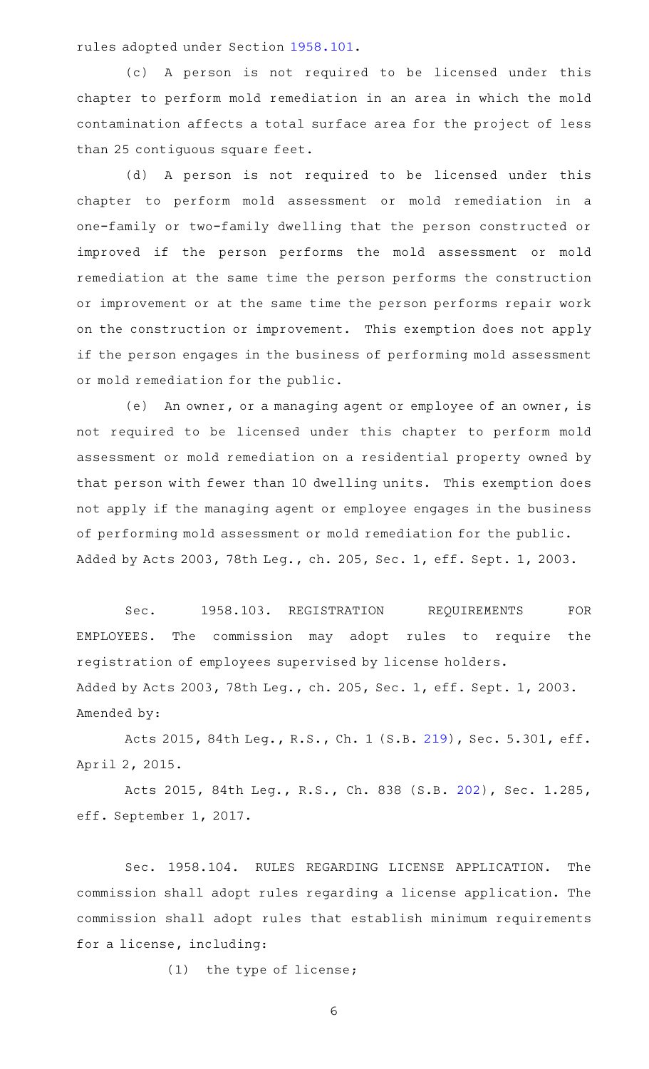rules adopted under Section 1958.101.

(c) A person is not required to be licensed under this chapter to perform mold remediation in an area in which the mold contamination affects a total surface area for the project of less than 25 contiguous square feet.

(d) A person is not required to be licensed under this chapter to perform mold assessment or mold remediation in a one-family or two-family dwelling that the person constructed or improved if the person performs the mold assessment or mold remediation at the same time the person performs the construction or improvement or at the same time the person performs repair work on the construction or improvement. This exemption does not apply if the person engages in the business of performing mold assessment or mold remediation for the public.

(e) An owner, or a managing agent or employee of an owner, is not required to be licensed under this chapter to perform mold assessment or mold remediation on a residential property owned by that person with fewer than 10 dwelling units. This exemption does not apply if the managing agent or employee engages in the business of performing mold assessment or mold remediation for the public.

Added by Acts 2003, 78th Leg., ch. 205, Sec. 1, eff. Sept. 1, 2003.

Sec. 1958.103. REGISTRATION REQUIREMENTS FOR EMPLOYEES. The commission may adopt rules to require the registration of employees supervised by license holders.

Added by Acts 2003, 78th Leg., ch. 205, Sec. 1, eff. Sept. 1, 2003.

Amended by:

Acts 2015, 84th Leg., R.S., Ch. 1 (S.B. 219), Sec. 5.301, eff. April 2, 2015.

Acts 2015, 84th Leg., R.S., Ch. 838 (S.B. 202), Sec. 1.285, eff. September 1, 2017.

Sec. 1958.104. RULES REGARDING LICENSE APPLICATION. The commission shall adopt rules regarding a license application. The commission shall adopt rules that establish minimum requirements for a license, including:

(1) the type of license;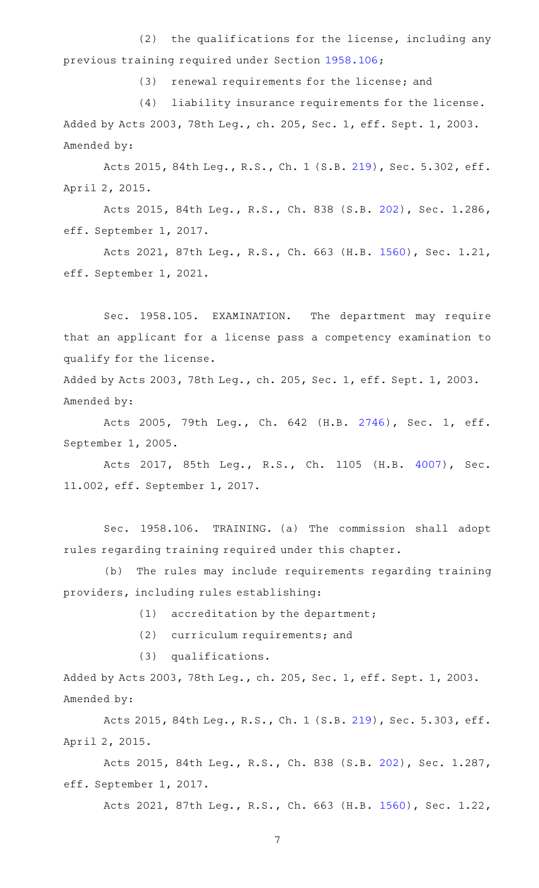(2) the qualifications for the license, including any previous training required under Section 1958.106;

(3) renewal requirements for the license; and

(4) liability insurance requirements for the license.

Added by Acts 2003, 78th Leg., ch. 205, Sec. 1, eff. Sept. 1, 2003.
Amended by:

Acts 2015, 84th Leg., R.S., Ch. 1 (S.B. 219), Sec. 5.302, eff. April 2, 2015.

Acts 2015, 84th Leg., R.S., Ch. 838 (S.B. 202), Sec. 1.286, eff. September 1, 2017.

Acts 2021, 87th Leg., R.S., Ch. 663 (H.B. 1560), Sec. 1.21, eff. September 1, 2021.

Sec. 1958.105. EXAMINATION. The department may require that an applicant for a license pass a competency examination to qualify for the license.

Added by Acts 2003, 78th Leg., ch. 205, Sec. 1, eff. Sept. 1, 2003.
Amended by:

Acts 2005, 79th Leg., Ch. 642 (H.B. 2746), Sec. 1, eff. September 1, 2005.

Acts 2017, 85th Leg., R.S., Ch. 1105 (H.B. 4007), Sec. 11.002, eff. September 1, 2017.

Sec. 1958.106. TRAINING. (a) The commission shall adopt rules regarding training required under this chapter.

(b) The rules may include requirements regarding training providers, including rules establishing:

(1) accreditation by the department;

(2) curriculum requirements; and

(3) qualifications.

Added by Acts 2003, 78th Leg., ch. 205, Sec. 1, eff. Sept. 1, 2003.
Amended by:

Acts 2015, 84th Leg., R.S., Ch. 1 (S.B. 219), Sec. 5.303, eff. April 2, 2015.

Acts 2015, 84th Leg., R.S., Ch. 838 (S.B. 202), Sec. 1.287, eff. September 1, 2017.

Acts 2021, 87th Leg., R.S., Ch. 663 (H.B. 1560), Sec. 1.22,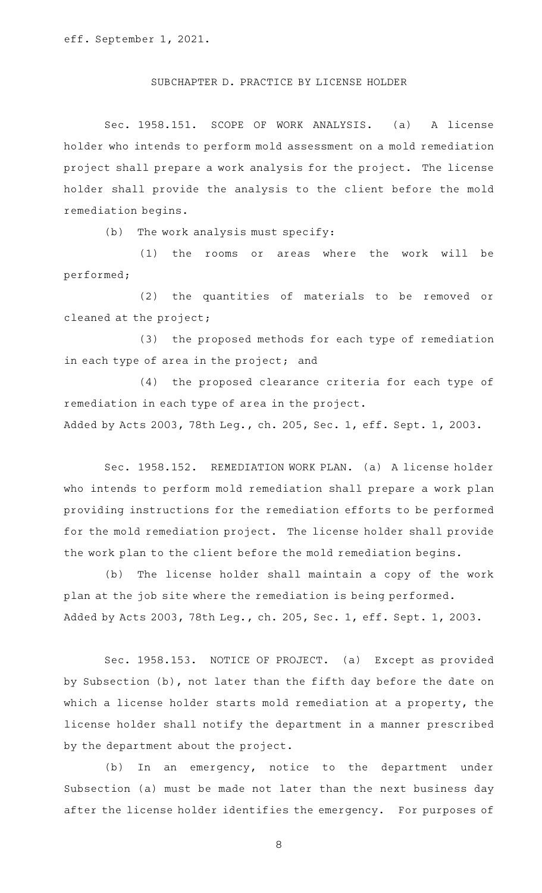eff. September 1, 2021.

## SUBCHAPTER D. PRACTICE BY LICENSE HOLDER

Sec. 1958.151. SCOPE OF WORK ANALYSIS. (a) A license holder who intends to perform mold assessment on a mold remediation project shall prepare a work analysis for the project. The license holder shall provide the analysis to the client before the mold remediation begins.

(b) The work analysis must specify:

(1) the rooms or areas where the work will be performed;

(2) the quantities of materials to be removed or cleaned at the project;

(3) the proposed methods for each type of remediation in each type of area in the project; and

(4) the proposed clearance criteria for each type of remediation in each type of area in the project.

Added by Acts 2003, 78th Leg., ch. 205, Sec. 1, eff. Sept. 1, 2003.

Sec. 1958.152. REMEDIATION WORK PLAN. (a) A license holder who intends to perform mold remediation shall prepare a work plan providing instructions for the remediation efforts to be performed for the mold remediation project. The license holder shall provide the work plan to the client before the mold remediation begins.

(b) The license holder shall maintain a copy of the work plan at the job site where the remediation is being performed.

Added by Acts 2003, 78th Leg., ch. 205, Sec. 1, eff. Sept. 1, 2003.

Sec. 1958.153. NOTICE OF PROJECT. (a) Except as provided by Subsection (b), not later than the fifth day before the date on which a license holder starts mold remediation at a property, the license holder shall notify the department in a manner prescribed by the department about the project.

(b) In an emergency, notice to the department under Subsection (a) must be made not later than the next business day after the license holder identifies the emergency. For purposes of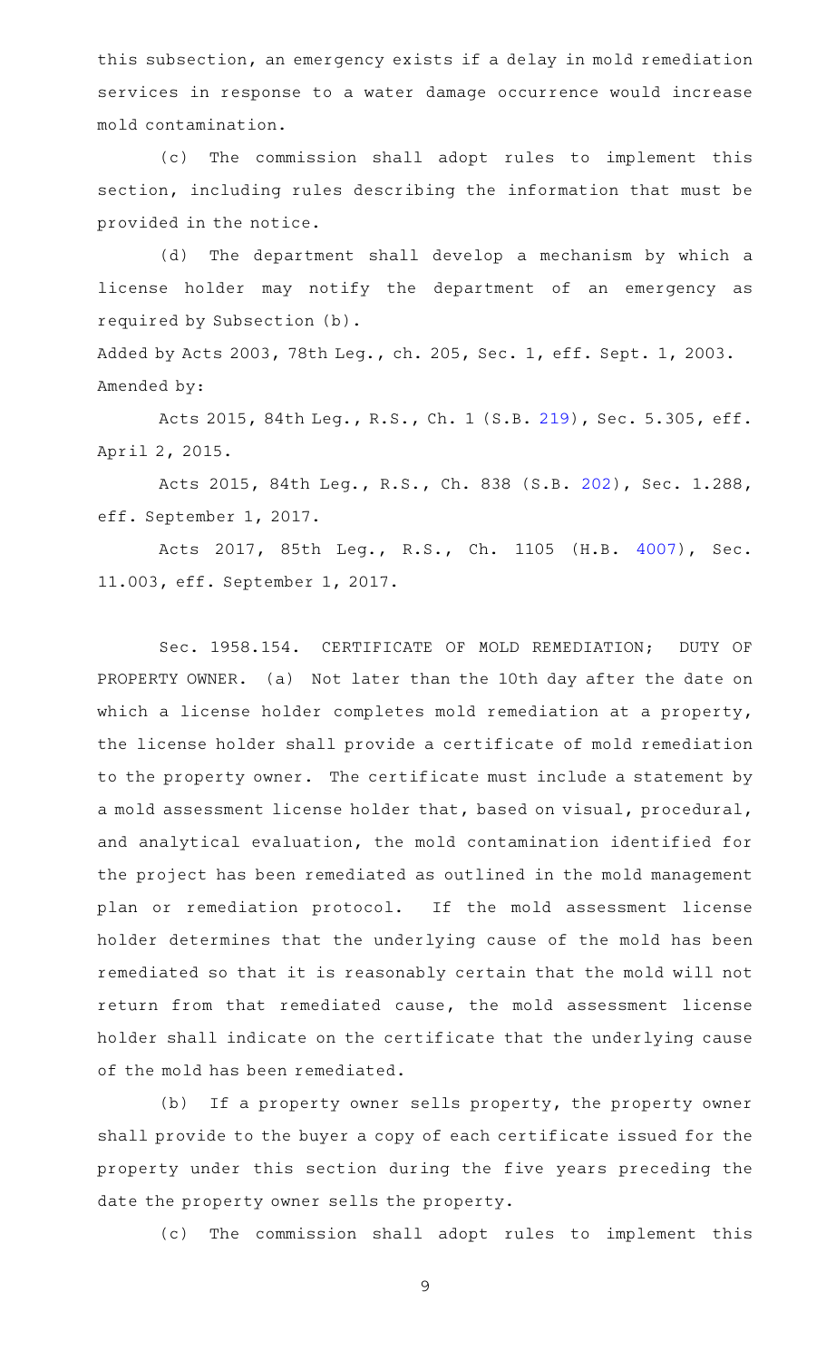this subsection, an emergency exists if a delay in mold remediation services in response to a water damage occurrence would increase mold contamination.

(c) The commission shall adopt rules to implement this section, including rules describing the information that must be provided in the notice.

(d) The department shall develop a mechanism by which a license holder may notify the department of an emergency as required by Subsection (b).

Added by Acts 2003, 78th Leg., ch. 205, Sec. 1, eff. Sept. 1, 2003.
Amended by:

Acts 2015, 84th Leg., R.S., Ch. 1 (S.B. 219), Sec. 5.305, eff. April 2, 2015.

Acts 2015, 84th Leg., R.S., Ch. 838 (S.B. 202), Sec. 1.288, eff. September 1, 2017.

Acts 2017, 85th Leg., R.S., Ch. 1105 (H.B. 4007), Sec. 11.003, eff. September 1, 2017.

Sec. 1958.154. CERTIFICATE OF MOLD REMEDIATION; DUTY OF PROPERTY OWNER. (a) Not later than the 10th day after the date on which a license holder completes mold remediation at a property, the license holder shall provide a certificate of mold remediation to the property owner. The certificate must include a statement by a mold assessment license holder that, based on visual, procedural, and analytical evaluation, the mold contamination identified for the project has been remediated as outlined in the mold management plan or remediation protocol. If the mold assessment license holder determines that the underlying cause of the mold has been remediated so that it is reasonably certain that the mold will not return from that remediated cause, the mold assessment license holder shall indicate on the certificate that the underlying cause of the mold has been remediated.

(b) If a property owner sells property, the property owner shall provide to the buyer a copy of each certificate issued for the property under this section during the five years preceding the date the property owner sells the property.

(c) The commission shall adopt rules to implement this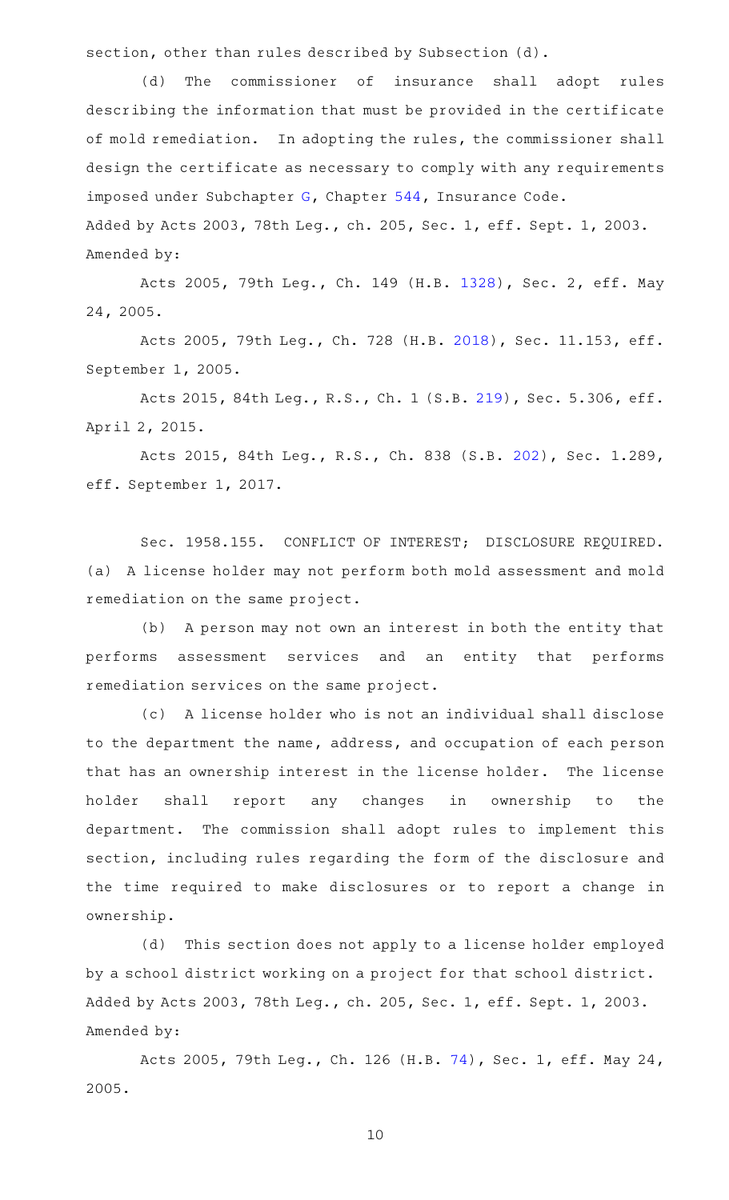section, other than rules described by Subsection (d).

(d) The commissioner of insurance shall adopt rules describing the information that must be provided in the certificate of mold remediation. In adopting the rules, the commissioner shall design the certificate as necessary to comply with any requirements imposed under Subchapter G, Chapter 544, Insurance Code.

Added by Acts 2003, 78th Leg., ch. 205, Sec. 1, eff. Sept. 1, 2003.
Amended by:

Acts 2005, 79th Leg., Ch. 149 (H.B. 1328), Sec. 2, eff. May 24, 2005.

Acts 2005, 79th Leg., Ch. 728 (H.B. 2018), Sec. 11.153, eff. September 1, 2005.

Acts 2015, 84th Leg., R.S., Ch. 1 (S.B. 219), Sec. 5.306, eff. April 2, 2015.

Acts 2015, 84th Leg., R.S., Ch. 838 (S.B. 202), Sec. 1.289, eff. September 1, 2017.

Sec. 1958.155. CONFLICT OF INTEREST; DISCLOSURE REQUIRED. (a) A license holder may not perform both mold assessment and mold remediation on the same project.

(b) A person may not own an interest in both the entity that performs assessment services and an entity that performs remediation services on the same project.

(c) A license holder who is not an individual shall disclose to the department the name, address, and occupation of each person that has an ownership interest in the license holder. The license holder shall report any changes in ownership to the department. The commission shall adopt rules to implement this section, including rules regarding the form of the disclosure and the time required to make disclosures or to report a change in ownership.

(d) This section does not apply to a license holder employed by a school district working on a project for that school district.

Added by Acts 2003, 78th Leg., ch. 205, Sec. 1, eff. Sept. 1, 2003.
Amended by:

Acts 2005, 79th Leg., Ch. 126 (H.B. 74), Sec. 1, eff. May 24, 2005.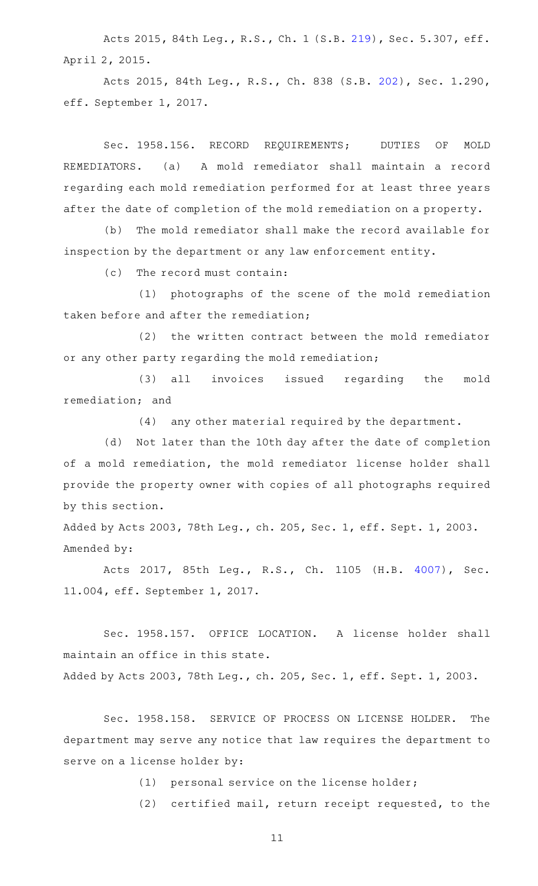Acts 2015, 84th Leg., R.S., Ch. 1 (S.B. 219), Sec. 5.307, eff. April 2, 2015.

Acts 2015, 84th Leg., R.S., Ch. 838 (S.B. 202), Sec. 1.290, eff. September 1, 2017.

Sec. 1958.156. RECORD REQUIREMENTS; DUTIES OF MOLD REMEDIATORS. (a) A mold remediator shall maintain a record regarding each mold remediation performed for at least three years after the date of completion of the mold remediation on a property.

(b) The mold remediator shall make the record available for inspection by the department or any law enforcement entity.

(c) The record must contain:

(1) photographs of the scene of the mold remediation taken before and after the remediation;

(2) the written contract between the mold remediator or any other party regarding the mold remediation;

(3) all invoices issued regarding the mold remediation; and

(4) any other material required by the department.

(d) Not later than the 10th day after the date of completion of a mold remediation, the mold remediator license holder shall provide the property owner with copies of all photographs required by this section.

Added by Acts 2003, 78th Leg., ch. 205, Sec. 1, eff. Sept. 1, 2003.
Amended by:

Acts 2017, 85th Leg., R.S., Ch. 1105 (H.B. 4007), Sec. 11.004, eff. September 1, 2017.

Sec. 1958.157. OFFICE LOCATION. A license holder shall maintain an office in this state.

Added by Acts 2003, 78th Leg., ch. 205, Sec. 1, eff. Sept. 1, 2003.

Sec. 1958.158. SERVICE OF PROCESS ON LICENSE HOLDER. The department may serve any notice that law requires the department to serve on a license holder by:

(1) personal service on the license holder;

(2) certified mail, return receipt requested, to the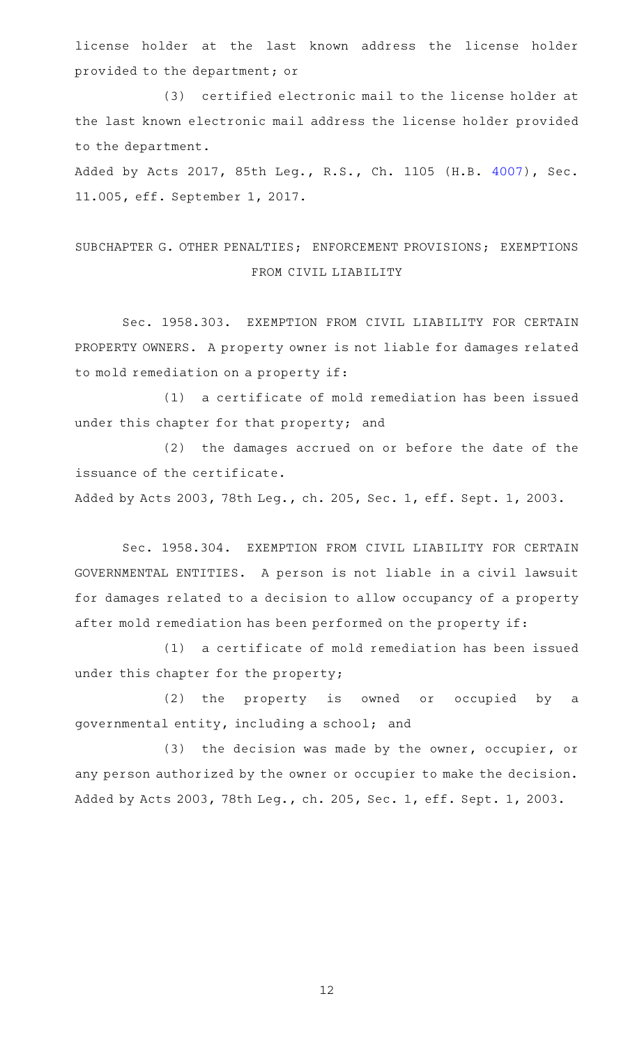license holder at the last known address the license holder provided to the department; or

(3) certified electronic mail to the license holder at the last known electronic mail address the license holder provided to the department.

Added by Acts 2017, 85th Leg., R.S., Ch. 1105 (H.B. 4007), Sec. 11.005, eff. September 1, 2017.

## SUBCHAPTER G. OTHER PENALTIES; ENFORCEMENT PROVISIONS; EXEMPTIONS FROM CIVIL LIABILITY

Sec. 1958.303. EXEMPTION FROM CIVIL LIABILITY FOR CERTAIN PROPERTY OWNERS. A property owner is not liable for damages related to mold remediation on a property if:

(1) a certificate of mold remediation has been issued under this chapter for that property; and

(2) the damages accrued on or before the date of the issuance of the certificate.

Added by Acts 2003, 78th Leg., ch. 205, Sec. 1, eff. Sept. 1, 2003.

Sec. 1958.304. EXEMPTION FROM CIVIL LIABILITY FOR CERTAIN GOVERNMENTAL ENTITIES. A person is not liable in a civil lawsuit for damages related to a decision to allow occupancy of a property after mold remediation has been performed on the property if:

(1) a certificate of mold remediation has been issued under this chapter for the property;

(2) the property is owned or occupied by a governmental entity, including a school; and

(3) the decision was made by the owner, occupier, or any person authorized by the owner or occupier to make the decision.

Added by Acts 2003, 78th Leg., ch. 205, Sec. 1, eff. Sept. 1, 2003.